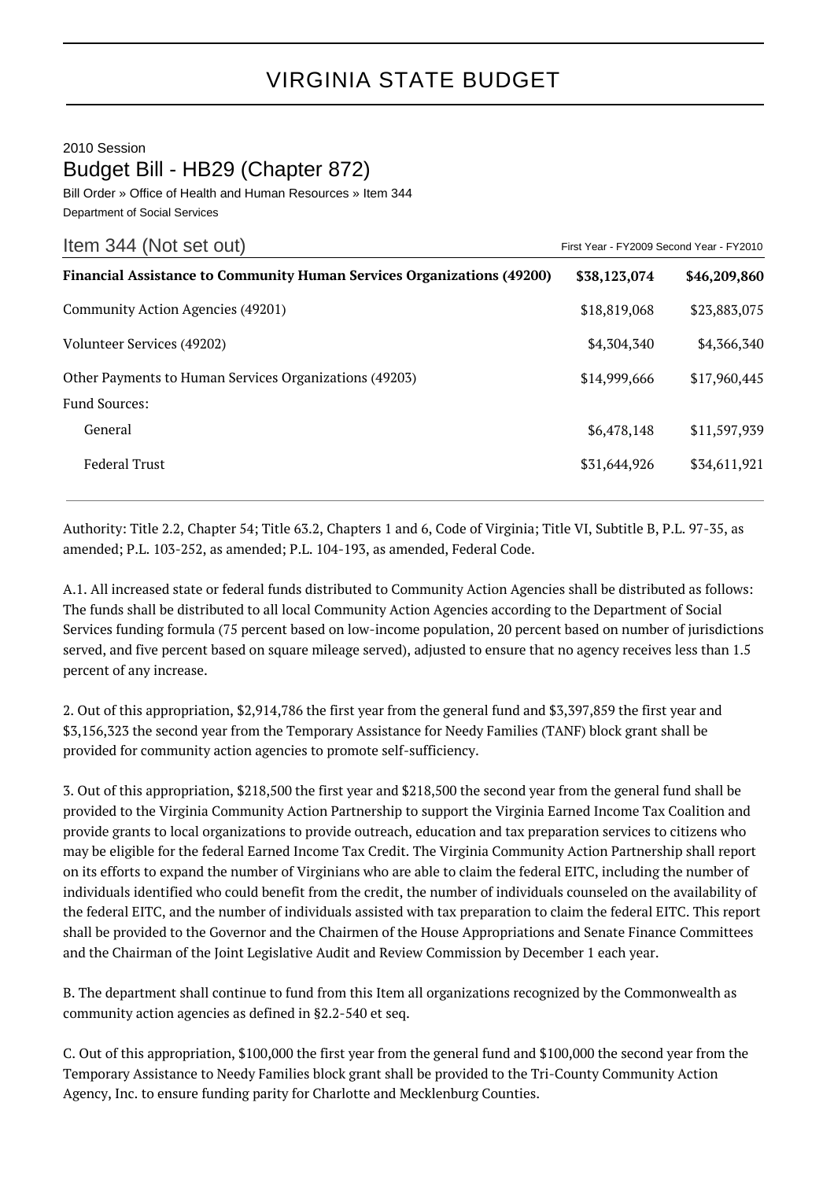# VIRGINIA STATE BUDGET

2010 Session

## Budget Bill - HB29 (Chapter 872)

Bill Order » Office of Health and Human Resources » Item 344

Department of Social Services

| Item 344 (Not set out) | First Year - FY2009 | Second Year - FY2010 |
|---|---|---|
| **Financial Assistance to Community Human Services Organizations (49200)** | **$38,123,074** | **$46,209,860** |
| Community Action Agencies (49201) | $18,819,068 | $23,883,075 |
| Volunteer Services (49202) | $4,304,340 | $4,366,340 |
| Other Payments to Human Services Organizations (49203) | $14,999,666 | $17,960,445 |
| Fund Sources: | | |
| General | $6,478,148 | $11,597,939 |
| Federal Trust | $31,644,926 | $34,611,921 |

Authority: Title 2.2, Chapter 54; Title 63.2, Chapters 1 and 6, Code of Virginia; Title VI, Subtitle B, P.L. 97-35, as amended; P.L. 103-252, as amended; P.L. 104-193, as amended, Federal Code.

A.1. All increased state or federal funds distributed to Community Action Agencies shall be distributed as follows: The funds shall be distributed to all local Community Action Agencies according to the Department of Social Services funding formula (75 percent based on low-income population, 20 percent based on number of jurisdictions served, and five percent based on square mileage served), adjusted to ensure that no agency receives less than 1.5 percent of any increase.

2. Out of this appropriation, $2,914,786 the first year from the general fund and $3,397,859 the first year and $3,156,323 the second year from the Temporary Assistance for Needy Families (TANF) block grant shall be provided for community action agencies to promote self-sufficiency.

3. Out of this appropriation, $218,500 the first year and $218,500 the second year from the general fund shall be provided to the Virginia Community Action Partnership to support the Virginia Earned Income Tax Coalition and provide grants to local organizations to provide outreach, education and tax preparation services to citizens who may be eligible for the federal Earned Income Tax Credit. The Virginia Community Action Partnership shall report on its efforts to expand the number of Virginians who are able to claim the federal EITC, including the number of individuals identified who could benefit from the credit, the number of individuals counseled on the availability of the federal EITC, and the number of individuals assisted with tax preparation to claim the federal EITC. This report shall be provided to the Governor and the Chairmen of the House Appropriations and Senate Finance Committees and the Chairman of the Joint Legislative Audit and Review Commission by December 1 each year.

B. The department shall continue to fund from this Item all organizations recognized by the Commonwealth as community action agencies as defined in §2.2-540 et seq.

C. Out of this appropriation, $100,000 the first year from the general fund and $100,000 the second year from the Temporary Assistance to Needy Families block grant shall be provided to the Tri-County Community Action Agency, Inc. to ensure funding parity for Charlotte and Mecklenburg Counties.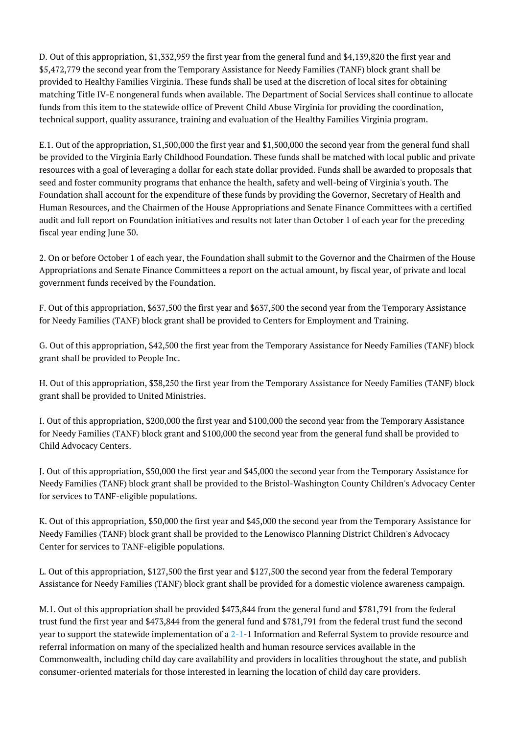D. Out of this appropriation, $1,332,959 the first year from the general fund and $4,139,820 the first year and $5,472,779 the second year from the Temporary Assistance for Needy Families (TANF) block grant shall be provided to Healthy Families Virginia. These funds shall be used at the discretion of local sites for obtaining matching Title IV-E nongeneral funds when available. The Department of Social Services shall continue to allocate funds from this item to the statewide office of Prevent Child Abuse Virginia for providing the coordination, technical support, quality assurance, training and evaluation of the Healthy Families Virginia program.

E.1. Out of the appropriation, $1,500,000 the first year and $1,500,000 the second year from the general fund shall be provided to the Virginia Early Childhood Foundation. These funds shall be matched with local public and private resources with a goal of leveraging a dollar for each state dollar provided. Funds shall be awarded to proposals that seed and foster community programs that enhance the health, safety and well-being of Virginia's youth. The Foundation shall account for the expenditure of these funds by providing the Governor, Secretary of Health and Human Resources, and the Chairmen of the House Appropriations and Senate Finance Committees with a certified audit and full report on Foundation initiatives and results not later than October 1 of each year for the preceding fiscal year ending June 30.

2. On or before October 1 of each year, the Foundation shall submit to the Governor and the Chairmen of the House Appropriations and Senate Finance Committees a report on the actual amount, by fiscal year, of private and local government funds received by the Foundation.

F. Out of this appropriation, $637,500 the first year and $637,500 the second year from the Temporary Assistance for Needy Families (TANF) block grant shall be provided to Centers for Employment and Training.

G. Out of this appropriation, $42,500 the first year from the Temporary Assistance for Needy Families (TANF) block grant shall be provided to People Inc.

H. Out of this appropriation, $38,250 the first year from the Temporary Assistance for Needy Families (TANF) block grant shall be provided to United Ministries.

I. Out of this appropriation, $200,000 the first year and $100,000 the second year from the Temporary Assistance for Needy Families (TANF) block grant and $100,000 the second year from the general fund shall be provided to Child Advocacy Centers.

J. Out of this appropriation, $50,000 the first year and $45,000 the second year from the Temporary Assistance for Needy Families (TANF) block grant shall be provided to the Bristol-Washington County Children's Advocacy Center for services to TANF-eligible populations.

K. Out of this appropriation, $50,000 the first year and $45,000 the second year from the Temporary Assistance for Needy Families (TANF) block grant shall be provided to the Lenowisco Planning District Children's Advocacy Center for services to TANF-eligible populations.

L. Out of this appropriation, $127,500 the first year and $127,500 the second year from the federal Temporary Assistance for Needy Families (TANF) block grant shall be provided for a domestic violence awareness campaign.

M.1. Out of this appropriation shall be provided $473,844 from the general fund and $781,791 from the federal trust fund the first year and $473,844 from the general fund and $781,791 from the federal trust fund the second year to support the statewide implementation of a 2-1-1 Information and Referral System to provide resource and referral information on many of the specialized health and human resource services available in the Commonwealth, including child day care availability and providers in localities throughout the state, and publish consumer-oriented materials for those interested in learning the location of child day care providers.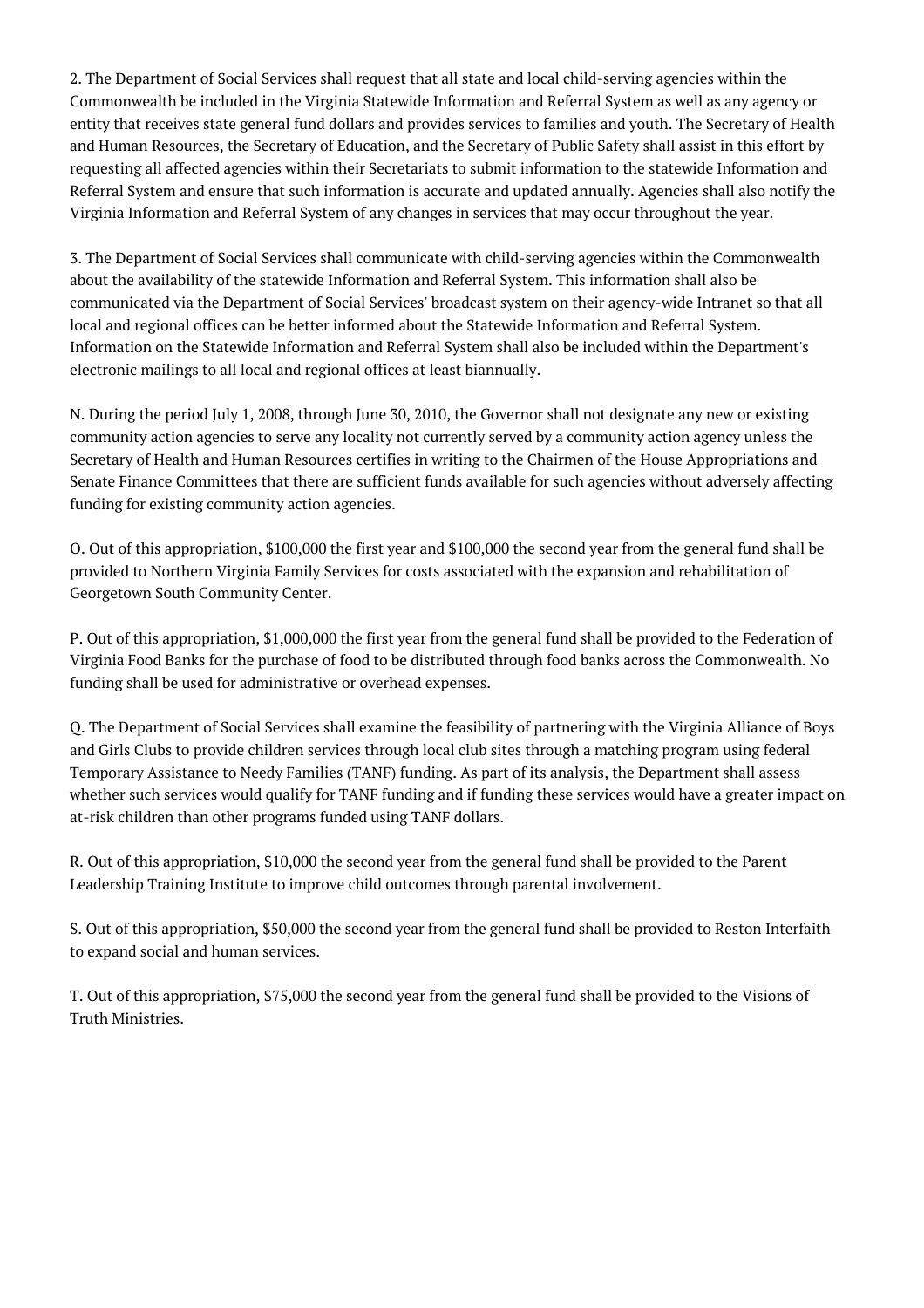2. The Department of Social Services shall request that all state and local child-serving agencies within the Commonwealth be included in the Virginia Statewide Information and Referral System as well as any agency or entity that receives state general fund dollars and provides services to families and youth. The Secretary of Health and Human Resources, the Secretary of Education, and the Secretary of Public Safety shall assist in this effort by requesting all affected agencies within their Secretariats to submit information to the statewide Information and Referral System and ensure that such information is accurate and updated annually. Agencies shall also notify the Virginia Information and Referral System of any changes in services that may occur throughout the year.

3. The Department of Social Services shall communicate with child-serving agencies within the Commonwealth about the availability of the statewide Information and Referral System. This information shall also be communicated via the Department of Social Services' broadcast system on their agency-wide Intranet so that all local and regional offices can be better informed about the Statewide Information and Referral System. Information on the Statewide Information and Referral System shall also be included within the Department's electronic mailings to all local and regional offices at least biannually.

N. During the period July 1, 2008, through June 30, 2010, the Governor shall not designate any new or existing community action agencies to serve any locality not currently served by a community action agency unless the Secretary of Health and Human Resources certifies in writing to the Chairmen of the House Appropriations and Senate Finance Committees that there are sufficient funds available for such agencies without adversely affecting funding for existing community action agencies.

O. Out of this appropriation, $100,000 the first year and $100,000 the second year from the general fund shall be provided to Northern Virginia Family Services for costs associated with the expansion and rehabilitation of Georgetown South Community Center.

P. Out of this appropriation, $1,000,000 the first year from the general fund shall be provided to the Federation of Virginia Food Banks for the purchase of food to be distributed through food banks across the Commonwealth. No funding shall be used for administrative or overhead expenses.

Q. The Department of Social Services shall examine the feasibility of partnering with the Virginia Alliance of Boys and Girls Clubs to provide children services through local club sites through a matching program using federal Temporary Assistance to Needy Families (TANF) funding. As part of its analysis, the Department shall assess whether such services would qualify for TANF funding and if funding these services would have a greater impact on at-risk children than other programs funded using TANF dollars.

R. Out of this appropriation, $10,000 the second year from the general fund shall be provided to the Parent Leadership Training Institute to improve child outcomes through parental involvement.

S. Out of this appropriation, $50,000 the second year from the general fund shall be provided to Reston Interfaith to expand social and human services.

T. Out of this appropriation, $75,000 the second year from the general fund shall be provided to the Visions of Truth Ministries.